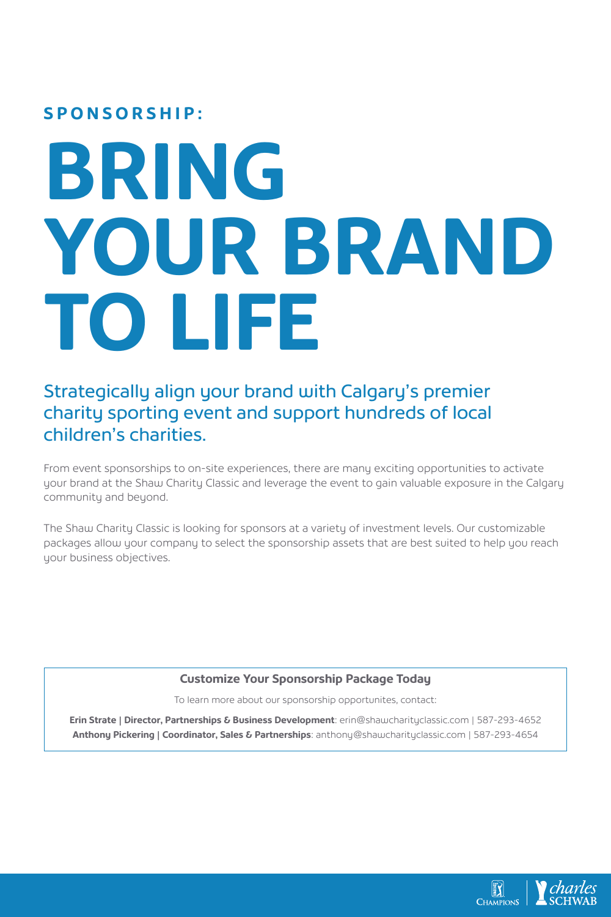## SPONSORSHIP:

# BRING YOUR BRAND TO LIFE

### Strategically align your brand with Calgary's premier charity sporting event and support hundreds of local children's charities.

From event sponsorships to on-site experiences, there are many exciting opportunities to activate your brand at the Shaw Charity Classic and leverage the event to gain valuable exposure in the Calgary community and beyond.

The Shaw Charity Classic is looking for sponsors at a variety of investment levels. Our customizable packages allow your company to select the sponsorship assets that are best suited to help you reach your business objectives.

**Customize Your Sponsorship Package Today**

To learn more about our sponsorship opportunites, contact:

**Erin Strate | Director, Partnerships & Business Development**: erin@shawcharityclassic.com | 587-293-4652
**Anthony Pickering | Coordinator, Sales & Partnerships**: anthony@shawcharityclassic.com | 587-293-4654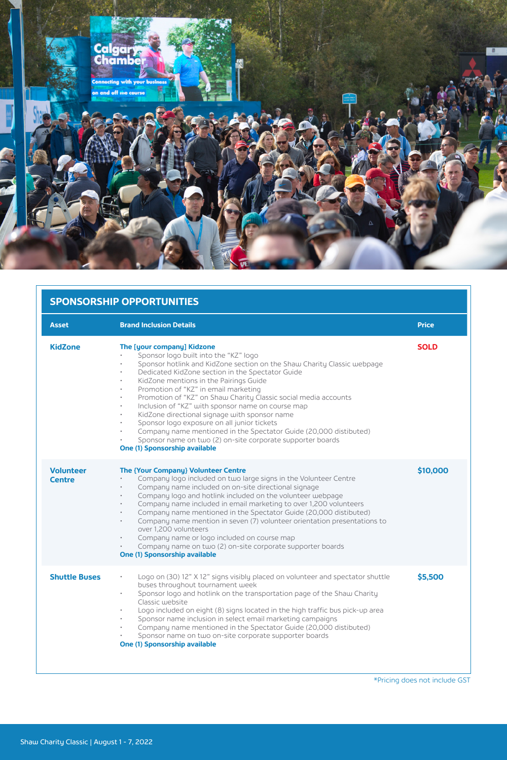## SPONSORSHIP OPPORTUNITIES

| Asset | Brand Inclusion Details | Price |
|---|---|---|
| **KidZone** | **The [your company] Kidzone**<br>• Sponsor logo built into the "KZ" logo<br>• Sponsor hotlink and KidZone section on the Shaw Charity Classic webpage<br>• Dedicated KidZone section in the Spectator Guide<br>• KidZone mentions in the Pairings Guide<br>• Promotion of "KZ" in email marketing<br>• Promotion of "KZ" on Shaw Charity Classic social media accounts<br>• Inclusion of "KZ" with sponsor name on course map<br>• KidZone directional signage with sponsor name<br>• Sponsor logo exposure on all junior tickets<br>• Company name mentioned in the Spectator Guide (20,000 distibuted)<br>• Sponsor name on two (2) on-site corporate supporter boards<br>**One (1) Sponsorship available** | **SOLD** |
| **Volunteer Centre** | **The {Your Company} Volunteer Centre**<br>• Company logo included on two large signs in the Volunteer Centre<br>• Company name included on on-site directional signage<br>• Company logo and hotlink included on the volunteer webpage<br>• Company name included in email marketing to over 1,200 volunteers<br>• Company name mentioned in the Spectator Guide (20,000 distibuted)<br>• Company name mention in seven (7) volunteer orientation presentations to over 1,200 volunteers<br>• Company name or logo included on course map<br>• Company name on two (2) on-site corporate supporter boards<br>**One (1) Sponsorship available** | **$10,000** |
| **Shuttle Buses** | • Logo on (30) 12" X 12" signs visibly placed on volunteer and spectator shuttle buses throughout tournament week<br>• Sponsor logo and hotlink on the transportation page of the Shaw Charity Classic website<br>• Logo included on eight (8) signs located in the high traffic bus pick-up area<br>• Sponsor name inclusion in select email marketing campaigns<br>• Company name mentioned in the Spectator Guide (20,000 distibuted)<br>• Sponsor name on two on-site corporate supporter boards<br>**One (1) Sponsorship available** | **$5,500** |

*Pricing does not include GST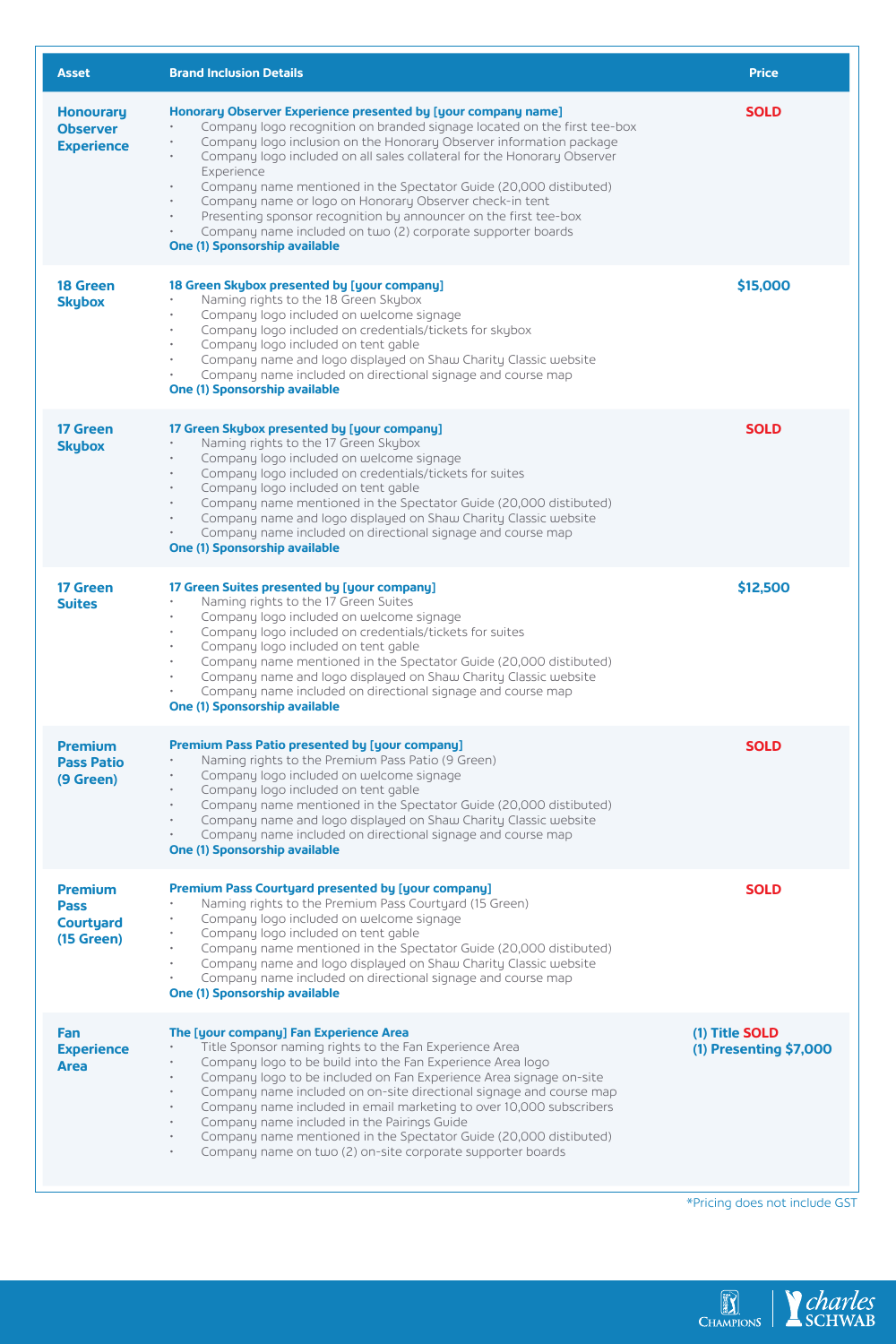| Asset | Brand Inclusion Details | Price |
|---|---|---|
| **Honourary Observer Experience** | **Honorary Observer Experience presented by [your company name]**<br>• Company logo recognition on branded signage located on the first tee-box<br>• Company logo inclusion on the Honorary Observer information package<br>• Company logo included on all sales collateral for the Honorary Observer Experience<br>• Company name mentioned in the Spectator Guide (20,000 distibuted)<br>• Company name or logo on Honorary Observer check-in tent<br>• Presenting sponsor recognition by announcer on the first tee-box<br>• Company name included on two (2) corporate supporter boards<br>**One (1) Sponsorship available** | **SOLD** |
| **18 Green Skybox** | **18 Green Skybox presented by [your company]**<br>• Naming rights to the 18 Green Skybox<br>• Company logo included on welcome signage<br>• Company logo included on credentials/tickets for skybox<br>• Company logo included on tent gable<br>• Company name and logo displayed on Shaw Charity Classic website<br>• Company name included on directional signage and course map<br>**One (1) Sponsorship available** | **$15,000** |
| **17 Green Skybox** | **17 Green Skybox presented by [your company]**<br>• Naming rights to the 17 Green Skybox<br>• Company logo included on welcome signage<br>• Company logo included on credentials/tickets for suites<br>• Company logo included on tent gable<br>• Company name mentioned in the Spectator Guide (20,000 distibuted)<br>• Company name and logo displayed on Shaw Charity Classic website<br>• Company name included on directional signage and course map<br>**One (1) Sponsorship available** | **SOLD** |
| **17 Green Suites** | **17 Green Suites presented by [your company]**<br>• Naming rights to the 17 Green Suites<br>• Company logo included on welcome signage<br>• Company logo included on credentials/tickets for suites<br>• Company logo included on tent gable<br>• Company name mentioned in the Spectator Guide (20,000 distibuted)<br>• Company name and logo displayed on Shaw Charity Classic website<br>• Company name included on directional signage and course map<br>**One (1) Sponsorship available** | **$12,500** |
| **Premium Pass Patio (9 Green)** | **Premium Pass Patio presented by [your company]**<br>• Naming rights to the Premium Pass Patio (9 Green)<br>• Company logo included on welcome signage<br>• Company logo included on tent gable<br>• Company name mentioned in the Spectator Guide (20,000 distibuted)<br>• Company name and logo displayed on Shaw Charity Classic website<br>• Company name included on directional signage and course map<br>**One (1) Sponsorship available** | **SOLD** |
| **Premium Pass Courtyard (15 Green)** | **Premium Pass Courtyard presented by [your company]**<br>• Naming rights to the Premium Pass Courtyard (15 Green)<br>• Company logo included on welcome signage<br>• Company logo included on tent gable<br>• Company name mentioned in the Spectator Guide (20,000 distibuted)<br>• Company name and logo displayed on Shaw Charity Classic website<br>• Company name included on directional signage and course map<br>**One (1) Sponsorship available** | **SOLD** |
| **Fan Experience Area** | **The [your company] Fan Experience Area**<br>• Title Sponsor naming rights to the Fan Experience Area<br>• Company logo to be build into the Fan Experience Area logo<br>• Company logo to be included on Fan Experience Area signage on-site<br>• Company name included on on-site directional signage and course map<br>• Company name included in email marketing to over 10,000 subscribers<br>• Company name included in the Pairings Guide<br>• Company name mentioned in the Spectator Guide (20,000 distibuted)<br>• Company name on two (2) on-site corporate supporter boards | **(1) Title SOLD**<br>**(1) Presenting $7,000** |

*Pricing does not include GST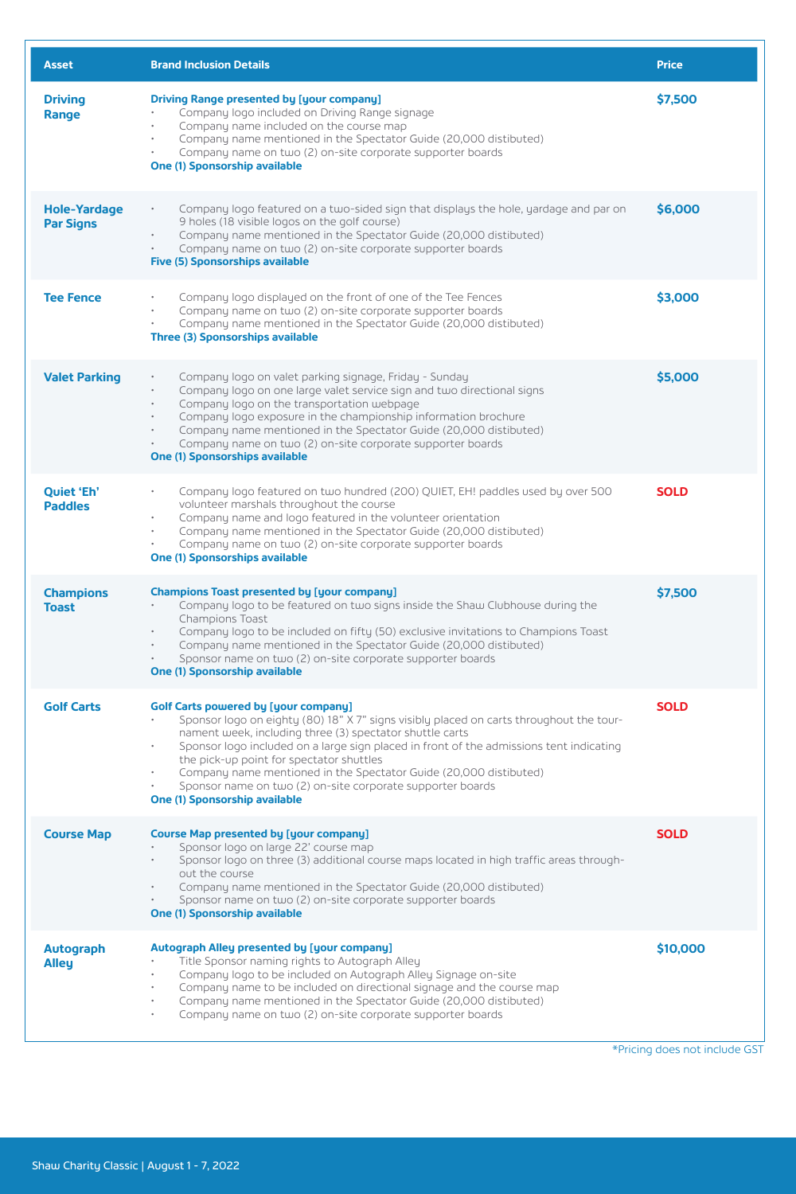| Asset | Brand Inclusion Details | Price |
|---|---|---|
| **Driving Range** | **Driving Range presented by [your company]**<br>• Company logo included on Driving Range signage<br>• Company name included on the course map<br>• Company name mentioned in the Spectator Guide (20,000 distibuted)<br>• Company name on two (2) on-site corporate supporter boards<br>**One (1) Sponsorship available** | **$7,500** |
| **Hole-Yardage Par Signs** | • Company logo featured on a two-sided sign that displays the hole, yardage and par on 9 holes (18 visible logos on the golf course)<br>• Company name mentioned in the Spectator Guide (20,000 distibuted)<br>• Company name on two (2) on-site corporate supporter boards<br>**Five (5) Sponsorships available** | **$6,000** |
| **Tee Fence** | • Company logo displayed on the front of one of the Tee Fences<br>• Company name on two (2) on-site corporate supporter boards<br>• Company name mentioned in the Spectator Guide (20,000 distibuted)<br>**Three (3) Sponsorships available** | **$3,000** |
| **Valet Parking** | • Company logo on valet parking signage, Friday - Sunday<br>• Company logo on one large valet service sign and two directional signs<br>• Company logo on the transportation webpage<br>• Company logo exposure in the championship information brochure<br>• Company name mentioned in the Spectator Guide (20,000 distibuted)<br>• Company name on two (2) on-site corporate supporter boards<br>**One (1) Sponsorships available** | **$5,000** |
| **Quiet 'Eh' Paddles** | • Company logo featured on two hundred (200) QUIET, EH! paddles used by over 500 volunteer marshals throughout the course<br>• Company name and logo featured in the volunteer orientation<br>• Company name mentioned in the Spectator Guide (20,000 distibuted)<br>• Company name on two (2) on-site corporate supporter boards<br>**One (1) Sponsorships available** | **SOLD** |
| **Champions Toast** | **Champions Toast presented by [your company]**<br>• Company logo to be featured on two signs inside the Shaw Clubhouse during the Champions Toast<br>• Company logo to be included on fifty (50) exclusive invitations to Champions Toast<br>• Company name mentioned in the Spectator Guide (20,000 distibuted)<br>• Sponsor name on two (2) on-site corporate supporter boards<br>**One (1) Sponsorship available** | **$7,500** |
| **Golf Carts** | **Golf Carts powered by [your company]**<br>• Sponsor logo on eighty (80) 18" X 7" signs visibly placed on carts throughout the tournament week, including three (3) spectator shuttle carts<br>• Sponsor logo included on a large sign placed in front of the admissions tent indicating the pick-up point for spectator shuttles<br>• Company name mentioned in the Spectator Guide (20,000 distibuted)<br>• Sponsor name on two (2) on-site corporate supporter boards<br>**One (1) Sponsorship available** | **SOLD** |
| **Course Map** | **Course Map presented by [your company]**<br>• Sponsor logo on large 22' course map<br>• Sponsor logo on three (3) additional course maps located in high traffic areas throughout the course<br>• Company name mentioned in the Spectator Guide (20,000 distibuted)<br>• Sponsor name on two (2) on-site corporate supporter boards<br>**One (1) Sponsorship available** | **SOLD** |
| **Autograph Alley** | **Autograph Alley presented by [your company]**<br>• Title Sponsor naming rights to Autograph Alley<br>• Company logo to be included on Autograph Alley Signage on-site<br>• Company name to be included on directional signage and the course map<br>• Company name mentioned in the Spectator Guide (20,000 distibuted)<br>• Company name on two (2) on-site corporate supporter boards | **$10,000** |

*Pricing does not include GST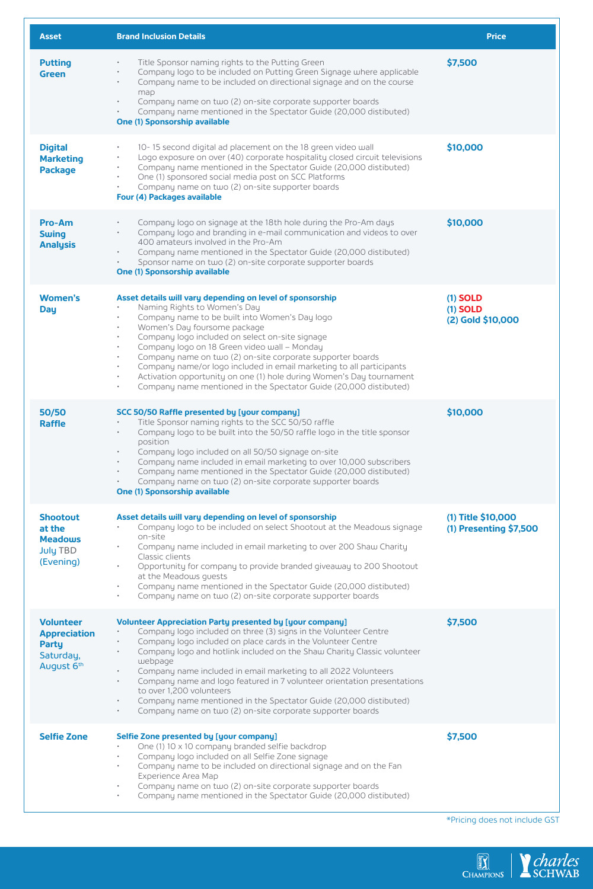| Asset | Brand Inclusion Details | Price |
|---|---|---|
| **Putting Green** | • Title Sponsor naming rights to the Putting Green<br>• Company logo to be included on Putting Green Signage where applicable<br>• Company name to be included on directional signage and on the course map<br>• Company name on two (2) on-site corporate supporter boards<br>• Company name mentioned in the Spectator Guide (20,000 distibuted)<br>**One (1) Sponsorship available** | **$7,500** |
| **Digital Marketing Package** | • 10- 15 second digital ad placement on the 18 green video wall<br>• Logo exposure on over (40) corporate hospitality closed circuit televisions<br>• Company name mentioned in the Spectator Guide (20,000 distibuted)<br>• One (1) sponsored social media post on SCC Platforms<br>• Company name on two (2) on-site supporter boards<br>**Four (4) Packages available** | **$10,000** |
| **Pro-Am Swing Analysis** | • Company logo on signage at the 18th hole during the Pro-Am days<br>• Company logo and branding in e-mail communication and videos to over 400 amateurs involved in the Pro-Am<br>• Company name mentioned in the Spectator Guide (20,000 distibuted)<br>• Sponsor name on two (2) on-site corporate supporter boards<br>**One (1) Sponsorship available** | **$10,000** |
| **Women's Day** | **Asset details will vary depending on level of sponsorship**<br>• Naming Rights to Women's Day<br>• Company name to be built into Women's Day logo<br>• Women's Day foursome package<br>• Company logo included on select on-site signage<br>• Company logo on 18 Green video wall – Monday<br>• Company name on two (2) on-site corporate supporter boards<br>• Company name/or logo included in email marketing to all participants<br>• Activation opportunity on one (1) hole during Women's Day tournament<br>• Company name mentioned in the Spectator Guide (20,000 distibuted) | **(1) SOLD**<br>**(1) SOLD**<br>**(2) Gold $10,000** |
| **50/50 Raffle** | **SCC 50/50 Raffle presented by [your company]**<br>• Title Sponsor naming rights to the SCC 50/50 raffle<br>• Company logo to be built into the 50/50 raffle logo in the title sponsor position<br>• Company logo included on all 50/50 signage on-site<br>• Company name included in email marketing to over 10,000 subscribers<br>• Company name mentioned in the Spectator Guide (20,000 distibuted)<br>• Company name on two (2) on-site corporate supporter boards<br>**One (1) Sponsorship available** | **$10,000** |
| **Shootout at the Meadows** July TBD (Evening) | **Asset details will vary depending on level of sponsorship**<br>• Company logo to be included on select Shootout at the Meadows signage on-site<br>• Company name included in email marketing to over 200 Shaw Charity Classic clients<br>• Opportunity for company to provide branded giveaway to 200 Shootout at the Meadows guests<br>• Company name mentioned in the Spectator Guide (20,000 distibuted)<br>• Company name on two (2) on-site corporate supporter boards | **(1) Title $10,000**<br>**(1) Presenting $7,500** |
| **Volunteer Appreciation Party** Saturday, August 6th | **Volunteer Appreciation Party presented by [your company]**<br>• Company logo included on three (3) signs in the Volunteer Centre<br>• Company logo included on place cards in the Volunteer Centre<br>• Company logo and hotlink included on the Shaw Charity Classic volunteer webpage<br>• Company name included in email marketing to all 2022 Volunteers<br>• Company name and logo featured in 7 volunteer orientation presentations to over 1,200 volunteers<br>• Company name mentioned in the Spectator Guide (20,000 distibuted)<br>• Company name on two (2) on-site corporate supporter boards | **$7,500** |
| **Selfie Zone** | **Selfie Zone presented by [your company]**<br>• One (1) 10 x 10 company branded selfie backdrop<br>• Company logo included on all Selfie Zone signage<br>• Company name to be included on directional signage and on the Fan Experience Area Map<br>• Company name on two (2) on-site corporate supporter boards<br>• Company name mentioned in the Spectator Guide (20,000 distibuted) | **$7,500** |

*Pricing does not include GST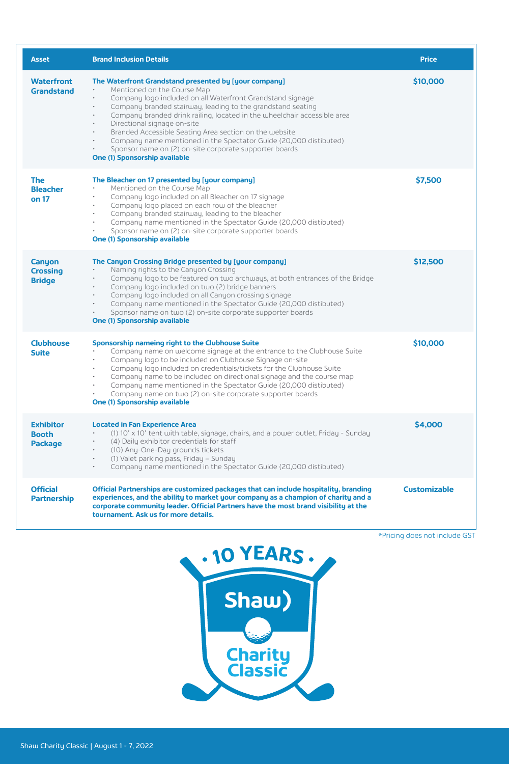| Asset | Brand Inclusion Details | Price |
|---|---|---|
| **Waterfront Grandstand** | **The Waterfront Grandstand presented by [your company]**<br>• Mentioned on the Course Map<br>• Company logo included on all Waterfront Grandstand signage<br>• Company branded stairway, leading to the grandstand seating<br>• Company branded drink railing, located in the wheelchair accessible area<br>• Directional signage on-site<br>• Branded Accessible Seating Area section on the website<br>• Company name mentioned in the Spectator Guide (20,000 distibuted)<br>• Sponsor name on (2) on-site corporate supporter boards<br>**One (1) Sponsorship available** | **$10,000** |
| **The Bleacher on 17** | **The Bleacher on 17 presented by [your company]**<br>• Mentioned on the Course Map<br>• Company logo included on all Bleacher on 17 signage<br>• Company logo placed on each row of the bleacher<br>• Company branded stairway, leading to the bleacher<br>• Company name mentioned in the Spectator Guide (20,000 distibuted)<br>• Sponsor name on (2) on-site corporate supporter boards<br>**One (1) Sponsorship available** | **$7,500** |
| **Canyon Crossing Bridge** | **The Canyon Crossing Bridge presented by [your company]**<br>• Naming rights to the Canyon Crossing<br>• Company logo to be featured on two archways, at both entrances of the Bridge<br>• Company logo included on two (2) bridge banners<br>• Company logo included on all Canyon crossing signage<br>• Company name mentioned in the Spectator Guide (20,000 distibuted)<br>• Sponsor name on two (2) on-site corporate supporter boards<br>**One (1) Sponsorship available** | **$12,500** |
| **Clubhouse Suite** | **Sponsorship nameing right to the Clubhouse Suite**<br>• Company name on welcome signage at the entrance to the Clubhouse Suite<br>• Company logo to be included on Clubhouse Signage on-site<br>• Company logo included on credentials/tickets for the Clubhouse Suite<br>• Company name to be included on directional signage and the course map<br>• Company name mentioned in the Spectator Guide (20,000 distibuted)<br>• Company name on two (2) on-site corporate supporter boards<br>**One (1) Sponsorship available** | **$10,000** |
| **Exhibitor Booth Package** | **Located in Fan Experience Area**<br>• (1) 10' x 10' tent with table, signage, chairs, and a power outlet, Friday - Sunday<br>• (4) Daily exhibitor credentials for staff<br>• (10) Any-One-Day grounds tickets<br>• (1) Valet parking pass, Friday – Sunday<br>• Company name mentioned in the Spectator Guide (20,000 distibuted) | **$4,000** |
| **Official Partnership** | **Official Partnerships are customized packages that can include hospitality, branding experiences, and the ability to market your company as a champion of charity and a corporate community leader. Official Partners have the most brand visibility at the tournament. Ask us for more details.** | **Customizable** |

*Pricing does not include GST

· 10 YEARS ·

Shaw)

Charity Classic